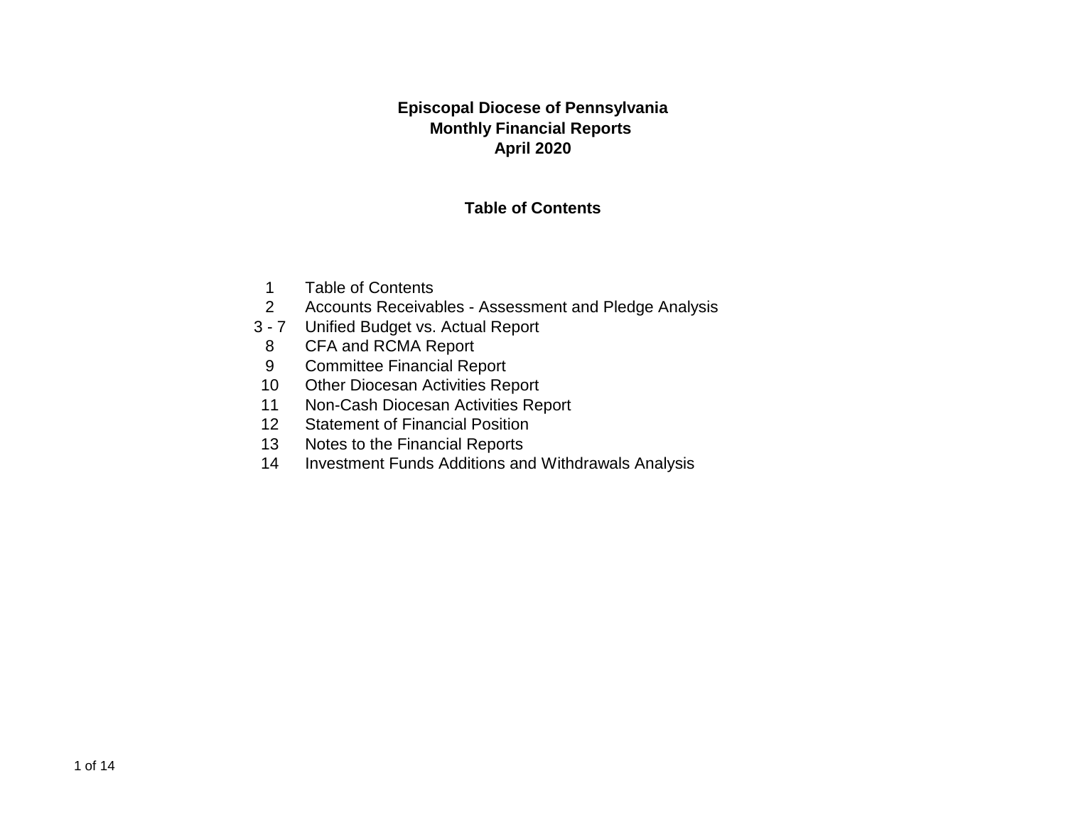# Episcopal Diocese of Pennsylvania
## Monthly Financial Reports
## April 2020

### Table of Contents

| | |
|---|---|
| 1 | Table of Contents |
| 2 | Accounts Receivables - Assessment and Pledge Analysis |
| 3 - 7 | Unified Budget vs. Actual Report |
| 8 | CFA and RCMA Report |
| 9 | Committee Financial Report |
| 10 | Other Diocesan Activities Report |
| 11 | Non-Cash Diocesan Activities Report |
| 12 | Statement of Financial Position |
| 13 | Notes to the Financial Reports |
| 14 | Investment Funds Additions and Withdrawals Analysis |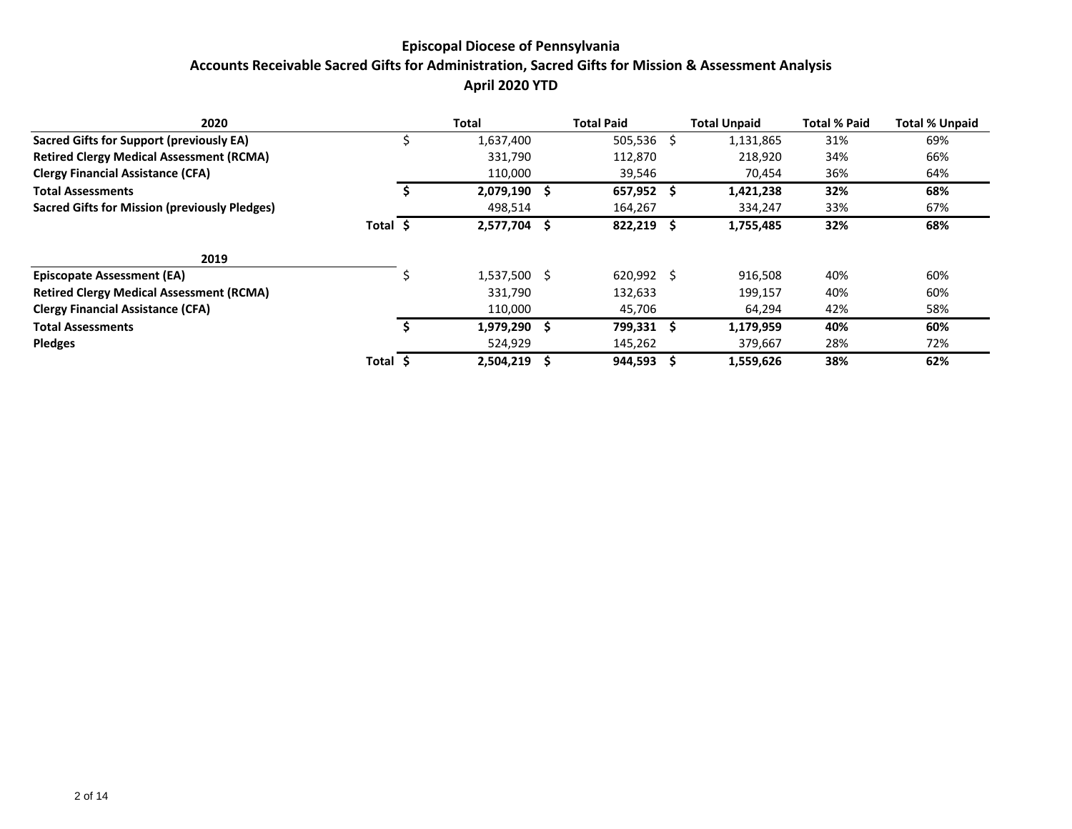# Episcopal Diocese of Pennsylvania

## Accounts Receivable Sacred Gifts for Administration, Sacred Gifts for Mission & Assessment Analysis

### April 2020 YTD

| 2020 | Total | Total Paid | Total Unpaid | Total % Paid | Total % Unpaid |
|---|---|---|---|---|---|
| **Sacred Gifts for Support (previously EA)** | $ 1,637,400 | 505,536 | $ 1,131,865 | 31% | 69% |
| **Retired Clergy Medical Assessment (RCMA)** | 331,790 | 112,870 | 218,920 | 34% | 66% |
| **Clergy Financial Assistance (CFA)** | 110,000 | 39,546 | 70,454 | 36% | 64% |
| **Total Assessments** | **$ 2,079,190** | **$ 657,952** | **$ 1,421,238** | **32%** | **68%** |
| **Sacred Gifts for Mission (previously Pledges)** | 498,514 | 164,267 | 334,247 | 33% | 67% |
| **Total** | **$ 2,577,704** | **$ 822,219** | **$ 1,755,485** | **32%** | **68%** |

| 2019 | Total | Total Paid | Total Unpaid | Total % Paid | Total % Unpaid |
|---|---|---|---|---|---|
| **Episcopate Assessment (EA)** | $ 1,537,500 | $ 620,992 | $ 916,508 | 40% | 60% |
| **Retired Clergy Medical Assessment (RCMA)** | 331,790 | 132,633 | 199,157 | 40% | 60% |
| **Clergy Financial Assistance (CFA)** | 110,000 | 45,706 | 64,294 | 42% | 58% |
| **Total Assessments** | **$ 1,979,290** | **$ 799,331** | **$ 1,179,959** | **40%** | **60%** |
| **Pledges** | 524,929 | 145,262 | 379,667 | 28% | 72% |
| **Total** | **$ 2,504,219** | **$ 944,593** | **$ 1,559,626** | **38%** | **62%** |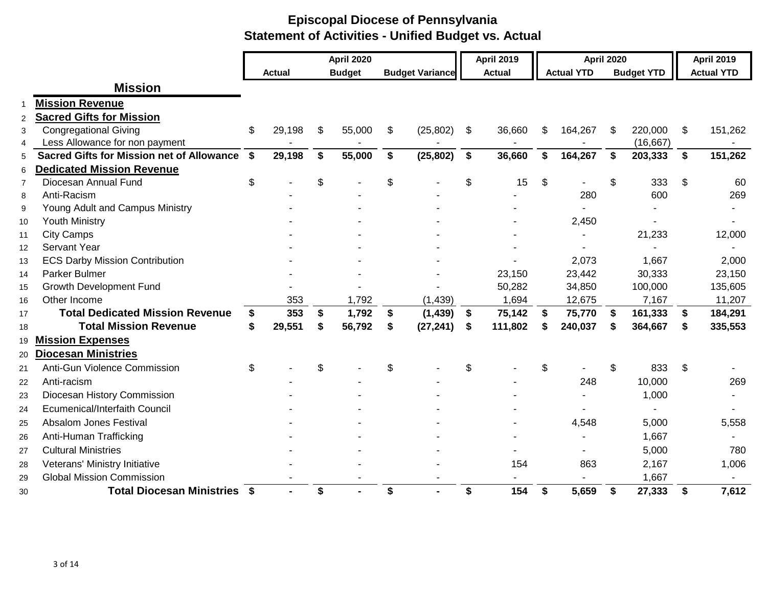# Episcopal Diocese of Pennsylvania

## Statement of Activities - Unified Budget vs. Actual

| | | April 2020 | | | April 2019 | April 2020 | | April 2019 |
|---|---|---|---|---|---|---|---|---|
| | | Actual | Budget | Budget Variance | Actual | Actual YTD | Budget YTD | Actual YTD |
| | **Mission** | | | | | | | |
| 1 | **Mission Revenue** | | | | | | | |
| 2 | **Sacred Gifts for Mission** | | | | | | | |
| 3 | Congregational Giving | $ 29,198 | $ 55,000 | $ (25,802) | $ 36,660 | $ 164,267 | $ 220,000 | $ 151,262 |
| 4 | Less Allowance for non payment | - | - | - | - | - | (16,667) | - |
| 5 | **Sacred Gifts for Mission net of Allowance** | **$ 29,198** | **$ 55,000** | **$ (25,802)** | **$ 36,660** | **$ 164,267** | **$ 203,333** | **$ 151,262** |
| 6 | **Dedicated Mission Revenue** | | | | | | | |
| 7 | Diocesan Annual Fund | $ - | $ - | $ - | $ 15 | $ - | $ 333 | $ 60 |
| 8 | Anti-Racism | - | - | - | - | 280 | 600 | 269 |
| 9 | Young Adult and Campus Ministry | - | - | - | - | - | - | - |
| 10 | Youth Ministry | - | - | - | - | 2,450 | - | - |
| 11 | City Camps | - | - | - | - | - | 21,233 | 12,000 |
| 12 | Servant Year | - | - | - | - | - | - | - |
| 13 | ECS Darby Mission Contribution | - | - | - | - | 2,073 | 1,667 | 2,000 |
| 14 | Parker Bulmer | - | - | - | 23,150 | 23,442 | 30,333 | 23,150 |
| 15 | Growth Development Fund | - | - | - | 50,282 | 34,850 | 100,000 | 135,605 |
| 16 | Other Income | 353 | 1,792 | (1,439) | 1,694 | 12,675 | 7,167 | 11,207 |
| 17 | **Total Dedicated Mission Revenue** | **$ 353** | **$ 1,792** | **$ (1,439)** | **$ 75,142** | **$ 75,770** | **$ 161,333** | **$ 184,291** |
| 18 | **Total Mission Revenue** | **$ 29,551** | **$ 56,792** | **$ (27,241)** | **$ 111,802** | **$ 240,037** | **$ 364,667** | **$ 335,553** |
| 19 | **Mission Expenses** | | | | | | | |
| 20 | **Diocesan Ministries** | | | | | | | |
| 21 | Anti-Gun Violence Commission | $ - | $ - | $ - | $ - | $ - | $ 833 | $ - |
| 22 | Anti-racism | - | - | - | - | 248 | 10,000 | 269 |
| 23 | Diocesan History Commission | - | - | - | - | - | 1,000 | - |
| 24 | Ecumenical/Interfaith Council | - | - | - | - | - | - | - |
| 25 | Absalom Jones Festival | - | - | - | - | 4,548 | 5,000 | 5,558 |
| 26 | Anti-Human Trafficking | - | - | - | - | - | 1,667 | - |
| 27 | Cultural Ministries | - | - | - | - | - | 5,000 | 780 |
| 28 | Veterans' Ministry Initiative | - | - | - | 154 | 863 | 2,167 | 1,006 |
| 29 | Global Mission Commission | - | - | - | - | - | 1,667 | - |
| 30 | **Total Diocesan Ministries** | **$ -** | **$ -** | **$ -** | **$ 154** | **$ 5,659** | **$ 27,333** | **$ 7,612** |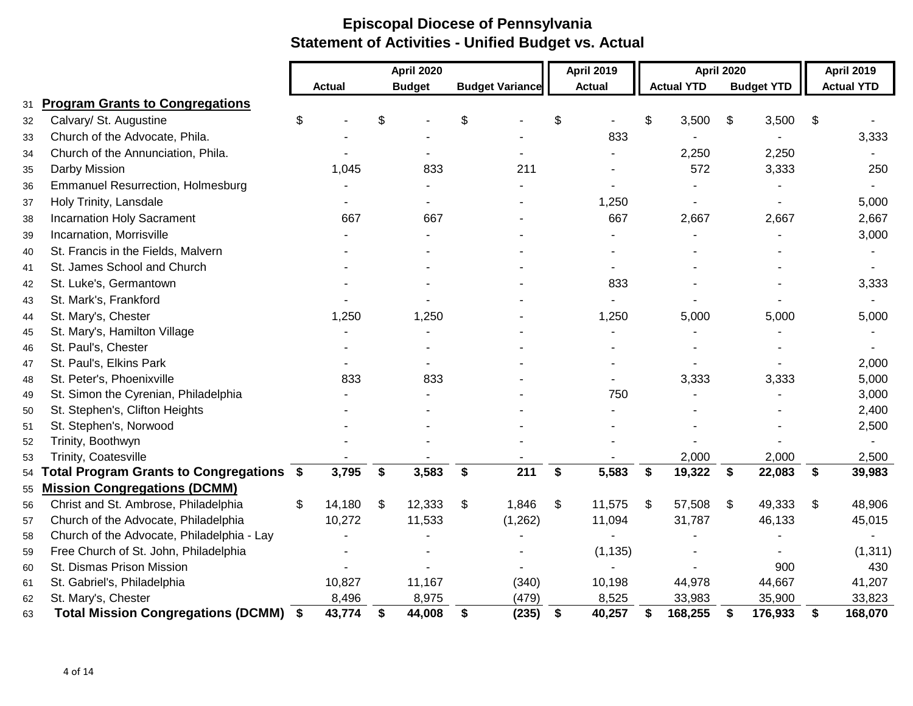# Episcopal Diocese of Pennsylvania
## Statement of Activities - Unified Budget vs. Actual

| | | April 2020 | | | April 2019 | April 2020 | | April 2019 |
|---|---|---|---|---|---|---|---|---|
| | | Actual | Budget | Budget Variance | Actual | Actual YTD | Budget YTD | Actual YTD |
| 31 | **Program Grants to Congregations** | | | | | | | |
| 32 | Calvary/ St. Augustine | $ - | $ - | $ - | $ - | $ 3,500 | $ 3,500 | $ - |
| 33 | Church of the Advocate, Phila. | - | - | - | 833 | - | - | 3,333 |
| 34 | Church of the Annunciation, Phila. | - | - | - | - | 2,250 | 2,250 | - |
| 35 | Darby Mission | 1,045 | 833 | 211 | - | 572 | 3,333 | 250 |
| 36 | Emmanuel Resurrection, Holmesburg | - | - | - | - | - | - | - |
| 37 | Holy Trinity, Lansdale | - | - | - | 1,250 | - | - | 5,000 |
| 38 | Incarnation Holy Sacrament | 667 | 667 | - | 667 | 2,667 | 2,667 | 2,667 |
| 39 | Incarnation, Morrisville | - | - | - | - | - | - | 3,000 |
| 40 | St. Francis in the Fields, Malvern | - | - | - | - | - | - | - |
| 41 | St. James School and Church | - | - | - | - | - | - | - |
| 42 | St. Luke's, Germantown | - | - | - | 833 | - | - | 3,333 |
| 43 | St. Mark's, Frankford | - | - | - | - | - | - | - |
| 44 | St. Mary's, Chester | 1,250 | 1,250 | - | 1,250 | 5,000 | 5,000 | 5,000 |
| 45 | St. Mary's, Hamilton Village | - | - | - | - | - | - | - |
| 46 | St. Paul's, Chester | - | - | - | - | - | - | - |
| 47 | St. Paul's, Elkins Park | - | - | - | - | - | - | 2,000 |
| 48 | St. Peter's, Phoenixville | 833 | 833 | - | - | 3,333 | 3,333 | 5,000 |
| 49 | St. Simon the Cyrenian, Philadelphia | - | - | - | 750 | - | - | 3,000 |
| 50 | St. Stephen's, Clifton Heights | - | - | - | - | - | - | 2,400 |
| 51 | St. Stephen's, Norwood | - | - | - | - | - | - | 2,500 |
| 52 | Trinity, Boothwyn | - | - | - | - | - | - | - |
| 53 | Trinity, Coatesville | - | - | - | - | 2,000 | 2,000 | 2,500 |
| 54 | **Total Program Grants to Congregations** | **$ 3,795** | **$ 3,583** | **$ 211** | **$ 5,583** | **$ 19,322** | **$ 22,083** | **$ 39,983** |
| 55 | **Mission Congregations (DCMM)** | | | | | | | |
| 56 | Christ and St. Ambrose, Philadelphia | $ 14,180 | $ 12,333 | $ 1,846 | $ 11,575 | $ 57,508 | $ 49,333 | $ 48,906 |
| 57 | Church of the Advocate, Philadelphia | 10,272 | 11,533 | (1,262) | 11,094 | 31,787 | 46,133 | 45,015 |
| 58 | Church of the Advocate, Philadelphia - Lay | - | - | - | - | - | - | - |
| 59 | Free Church of St. John, Philadelphia | - | - | - | (1,135) | - | - | (1,311) |
| 60 | St. Dismas Prison Mission | - | - | - | - | - | 900 | 430 |
| 61 | St. Gabriel's, Philadelphia | 10,827 | 11,167 | (340) | 10,198 | 44,978 | 44,667 | 41,207 |
| 62 | St. Mary's, Chester | 8,496 | 8,975 | (479) | 8,525 | 33,983 | 35,900 | 33,823 |
| 63 | **Total Mission Congregations (DCMM)** | **$ 43,774** | **$ 44,008** | **$ (235)** | **$ 40,257** | **$ 168,255** | **$ 176,933** | **$ 168,070** |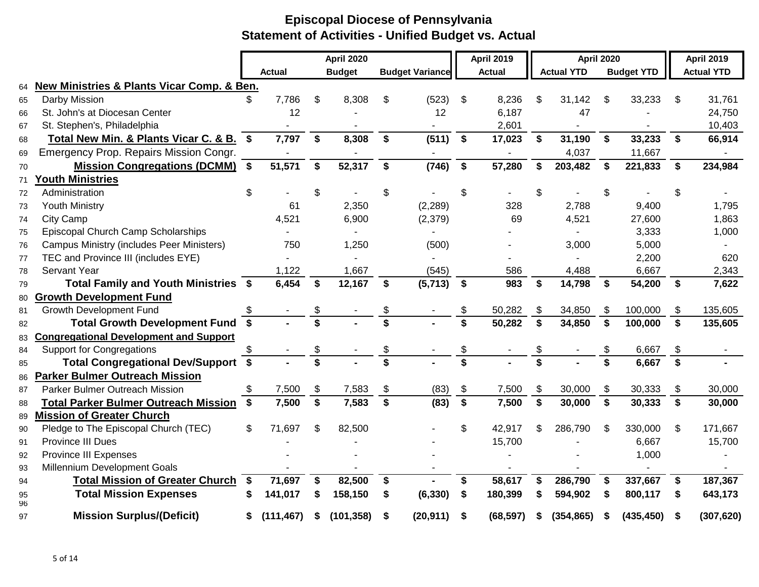# Episcopal Diocese of Pennsylvania

## Statement of Activities - Unified Budget vs. Actual

| | | April 2020 | | | April 2019 | April 2020 | | April 2019 |
|---|---|---|---|---|---|---|---|---|
| | | Actual | Budget | Budget Variance | Actual | Actual YTD | Budget YTD | Actual YTD |
| 64 | **New Ministries & Plants Vicar Comp. & Ben.** | | | | | | | |
| 65 | Darby Mission | $ 7,786 | $ 8,308 | $ (523) | $ 8,236 | $ 31,142 | $ 33,233 | $ 31,761 |
| 66 | St. John's at Diocesan Center | 12 | - | 12 | 6,187 | 47 | - | 24,750 |
| 67 | St. Stephen's, Philadelphia | - | - | - | 2,601 | - | - | 10,403 |
| 68 | **Total New Min. & Plants Vicar C. & B.** | **$ 7,797** | **$ 8,308** | **$ (511)** | **$ 17,023** | **$ 31,190** | **$ 33,233** | **$ 66,914** |
| 69 | Emergency Prop. Repairs Mission Congr. | - | - | - | - | 4,037 | 11,667 | - |
| 70 | **Mission Congregations (DCMM)** | **$ 51,571** | **$ 52,317** | **$ (746)** | **$ 57,280** | **$ 203,482** | **$ 221,833** | **$ 234,984** |
| 71 | **Youth Ministries** | | | | | | | |
| 72 | Administration | $ - | $ - | $ - | $ - | $ - | $ - | $ - |
| 73 | Youth Ministry | 61 | 2,350 | (2,289) | 328 | 2,788 | 9,400 | 1,795 |
| 74 | City Camp | 4,521 | 6,900 | (2,379) | 69 | 4,521 | 27,600 | 1,863 |
| 75 | Episcopal Church Camp Scholarships | - | - | - | - | - | 3,333 | 1,000 |
| 76 | Campus Ministry (includes Peer Ministers) | 750 | 1,250 | (500) | - | 3,000 | 5,000 | - |
| 77 | TEC and Province III (includes EYE) | - | - | - | - | - | 2,200 | 620 |
| 78 | Servant Year | 1,122 | 1,667 | (545) | 586 | 4,488 | 6,667 | 2,343 |
| 79 | **Total Family and Youth Ministries** | **$ 6,454** | **$ 12,167** | **$ (5,713)** | **$ 983** | **$ 14,798** | **$ 54,200** | **$ 7,622** |
| 80 | **Growth Development Fund** | | | | | | | |
| 81 | Growth Development Fund | $ - | $ - | $ - | $ 50,282 | $ 34,850 | $ 100,000 | $ 135,605 |
| 82 | **Total Growth Development Fund** | **$ -** | **$ -** | **$ -** | **$ 50,282** | **$ 34,850** | **$ 100,000** | **$ 135,605** |
| 83 | **Congregational Development and Support** | | | | | | | |
| 84 | Support for Congregations | $ - | $ - | $ - | $ - | $ - | $ 6,667 | $ - |
| 85 | **Total Congregational Dev/Support** | **$ -** | **$ -** | **$ -** | **$ -** | **$ -** | **$ 6,667** | **$ -** |
| 86 | **Parker Bulmer Outreach Mission** | | | | | | | |
| 87 | Parker Bulmer Outreach Mission | $ 7,500 | $ 7,583 | $ (83) | $ 7,500 | $ 30,000 | $ 30,333 | $ 30,000 |
| 88 | **Total Parker Bulmer Outreach Mission** | **$ 7,500** | **$ 7,583** | **$ (83)** | **$ 7,500** | **$ 30,000** | **$ 30,333** | **$ 30,000** |
| 89 | **Mission of Greater Church** | | | | | | | |
| 90 | Pledge to The Episcopal Church (TEC) | $ 71,697 | $ 82,500 | - | $ 42,917 | $ 286,790 | $ 330,000 | $ 171,667 |
| 91 | Province III Dues | - | - | - | 15,700 | - | 6,667 | 15,700 |
| 92 | Province III Expenses | - | - | - | - | - | 1,000 | - |
| 93 | Millennium Development Goals | - | - | - | - | - | - | - |
| 94 | **Total Mission of Greater Church** | **$ 71,697** | **$ 82,500** | **$ -** | **$ 58,617** | **$ 286,790** | **$ 337,667** | **$ 187,367** |
| 95 | **Total Mission Expenses** | **$ 141,017** | **$ 158,150** | **$ (6,330)** | **$ 180,399** | **$ 594,902** | **$ 800,117** | **$ 643,173** |
| 96 | | | | | | | | |
| 97 | **Mission Surplus/(Deficit)** | **$ (111,467)** | **$ (101,358)** | **$ (20,911)** | **$ (68,597)** | **$ (354,865)** | **$ (435,450)** | **$ (307,620)** |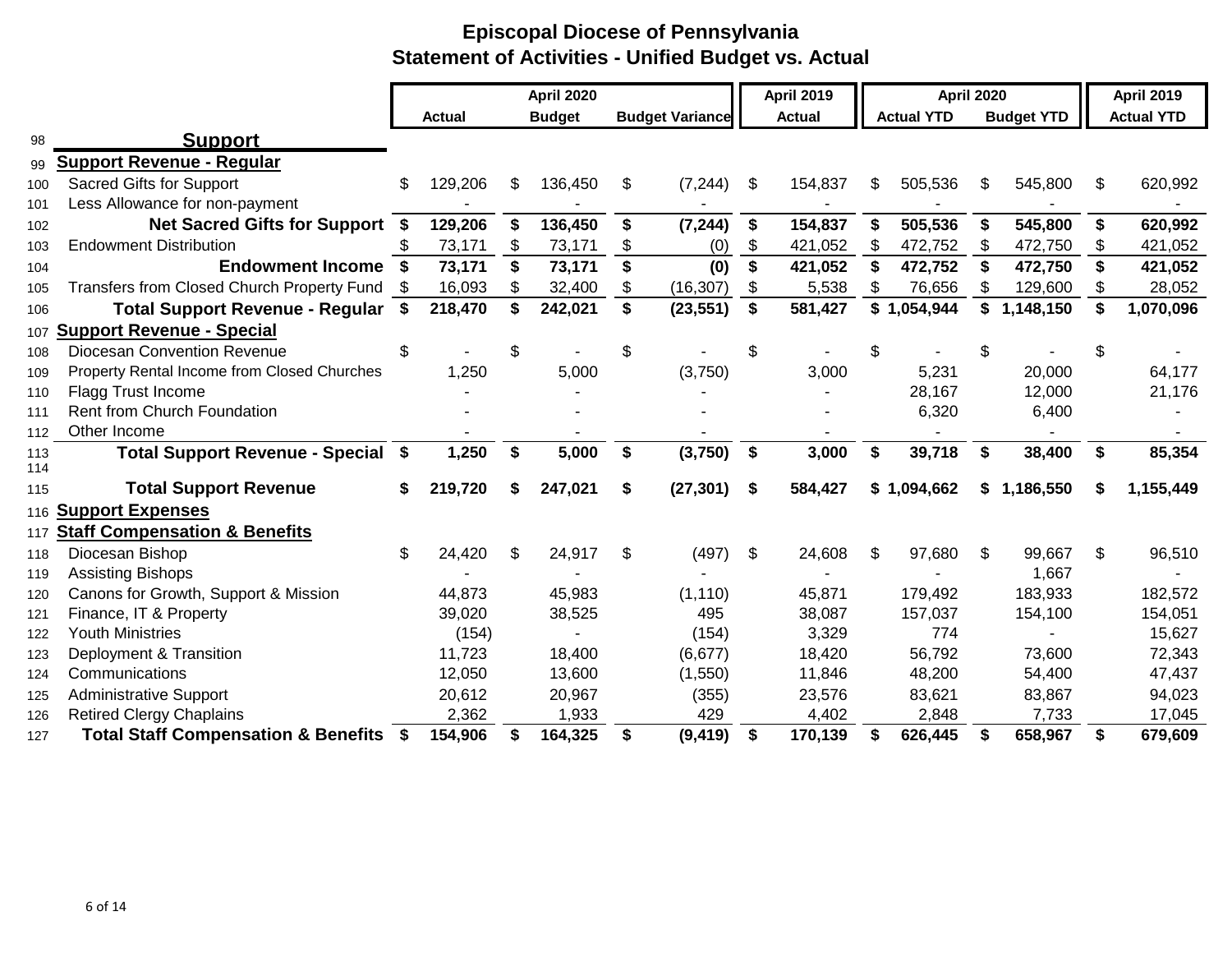# Episcopal Diocese of Pennsylvania

## Statement of Activities - Unified Budget vs. Actual

| | | April 2020 | | | April 2019 | April 2020 | | April 2019 |
|---|---|---|---|---|---|---|---|---|
| | | Actual | Budget | Budget Variance | Actual | Actual YTD | Budget YTD | Actual YTD |
| 98 | **Support** | | | | | | | |
| 99 | **Support Revenue - Regular** | | | | | | | |
| 100 | Sacred Gifts for Support | $ 129,206 | $ 136,450 | $ (7,244) | $ 154,837 | $ 505,536 | $ 545,800 | $ 620,992 |
| 101 | Less Allowance for non-payment | - | - | - | - | - | - | - |
| 102 | **Net Sacred Gifts for Support** | **$ 129,206** | **$ 136,450** | **$ (7,244)** | **$ 154,837** | **$ 505,536** | **$ 545,800** | **$ 620,992** |
| 103 | Endowment Distribution | $ 73,171 | $ 73,171 | $ (0) | $ 421,052 | $ 472,752 | $ 472,750 | $ 421,052 |
| 104 | **Endowment Income** | **$ 73,171** | **$ 73,171** | **$ (0)** | **$ 421,052** | **$ 472,752** | **$ 472,750** | **$ 421,052** |
| 105 | Transfers from Closed Church Property Fund | $ 16,093 | $ 32,400 | $ (16,307) | $ 5,538 | $ 76,656 | $ 129,600 | $ 28,052 |
| 106 | **Total Support Revenue - Regular** | **$ 218,470** | **$ 242,021** | **$ (23,551)** | **$ 581,427** | **$ 1,054,944** | **$ 1,148,150** | **$ 1,070,096** |
| 107 | **Support Revenue - Special** | | | | | | | |
| 108 | Diocesan Convention Revenue | $ - | $ - | $ - | $ - | $ - | $ - | $ - |
| 109 | Property Rental Income from Closed Churches | 1,250 | 5,000 | (3,750) | 3,000 | 5,231 | 20,000 | 64,177 |
| 110 | Flagg Trust Income | - | - | - | - | 28,167 | 12,000 | 21,176 |
| 111 | Rent from Church Foundation | - | - | - | - | 6,320 | 6,400 | - |
| 112 | Other Income | - | - | - | - | - | - | - |
| 113 | **Total Support Revenue - Special** | **$ 1,250** | **$ 5,000** | **$ (3,750)** | **$ 3,000** | **$ 39,718** | **$ 38,400** | **$ 85,354** |
| 114 | | | | | | | | |
| 115 | **Total Support Revenue** | **$ 219,720** | **$ 247,021** | **$ (27,301)** | **$ 584,427** | **$ 1,094,662** | **$ 1,186,550** | **$ 1,155,449** |
| 116 | **Support Expenses** | | | | | | | |
| 117 | **Staff Compensation & Benefits** | | | | | | | |
| 118 | Diocesan Bishop | $ 24,420 | $ 24,917 | $ (497) | $ 24,608 | $ 97,680 | $ 99,667 | $ 96,510 |
| 119 | Assisting Bishops | - | - | - | - | - | 1,667 | - |
| 120 | Canons for Growth, Support & Mission | 44,873 | 45,983 | (1,110) | 45,871 | 179,492 | 183,933 | 182,572 |
| 121 | Finance, IT & Property | 39,020 | 38,525 | 495 | 38,087 | 157,037 | 154,100 | 154,051 |
| 122 | Youth Ministries | (154) | - | (154) | 3,329 | 774 | - | 15,627 |
| 123 | Deployment & Transition | 11,723 | 18,400 | (6,677) | 18,420 | 56,792 | 73,600 | 72,343 |
| 124 | Communications | 12,050 | 13,600 | (1,550) | 11,846 | 48,200 | 54,400 | 47,437 |
| 125 | Administrative Support | 20,612 | 20,967 | (355) | 23,576 | 83,621 | 83,867 | 94,023 |
| 126 | Retired Clergy Chaplains | 2,362 | 1,933 | 429 | 4,402 | 2,848 | 7,733 | 17,045 |
| 127 | **Total Staff Compensation & Benefits** | **$ 154,906** | **$ 164,325** | **$ (9,419)** | **$ 170,139** | **$ 626,445** | **$ 658,967** | **$ 679,609** |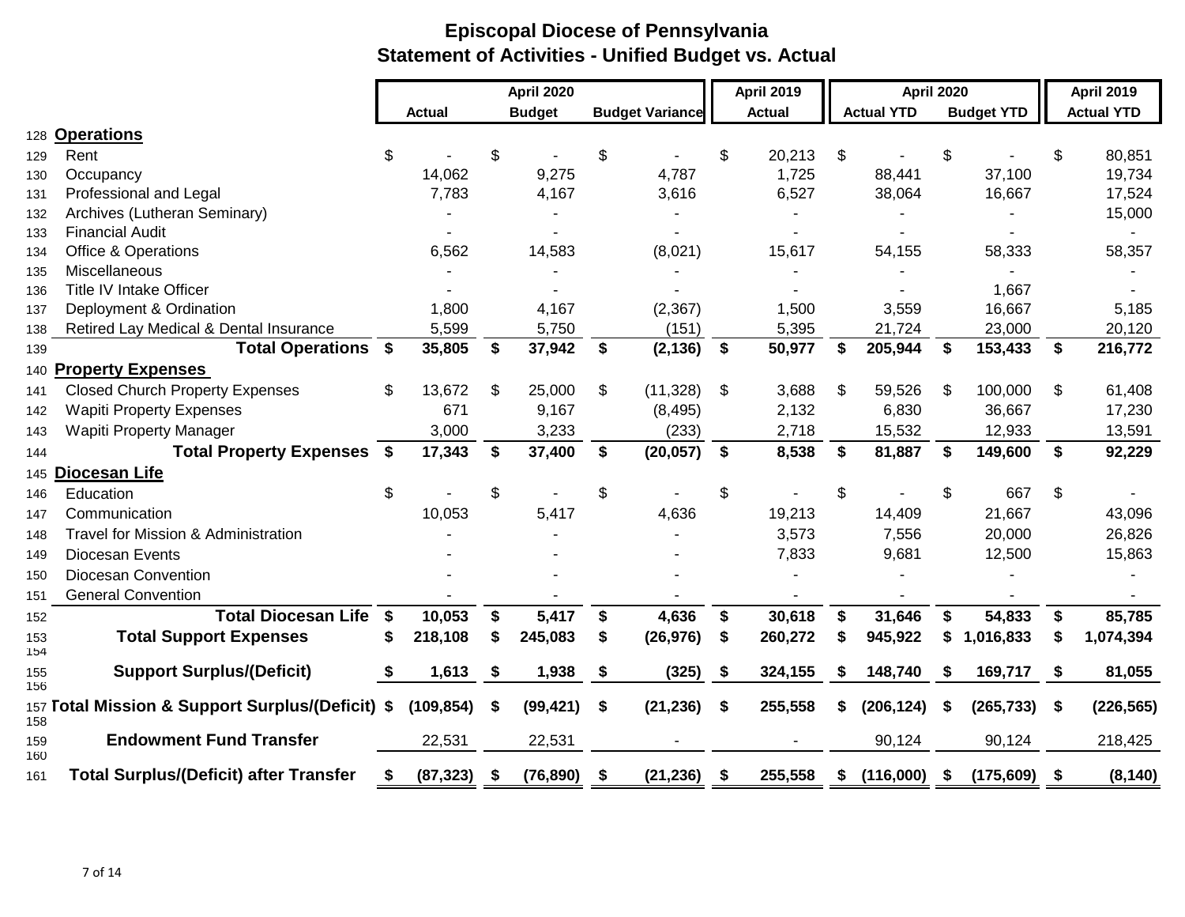# Episcopal Diocese of Pennsylvania
## Statement of Activities - Unified Budget vs. Actual

| | | April 2020 | | | April 2019 | April 2020 | | April 2019 |
|---|---|---|---|---|---|---|---|---|
| | | Actual | Budget | Budget Variance | Actual | Actual YTD | Budget YTD | Actual YTD |
| 128 | **Operations** | | | | | | | |
| 129 | Rent | $ - | $ - | $ - | $ 20,213 | $ - | $ - | $ 80,851 |
| 130 | Occupancy | 14,062 | 9,275 | 4,787 | 1,725 | 88,441 | 37,100 | 19,734 |
| 131 | Professional and Legal | 7,783 | 4,167 | 3,616 | 6,527 | 38,064 | 16,667 | 17,524 |
| 132 | Archives (Lutheran Seminary) | - | - | - | - | - | - | 15,000 |
| 133 | Financial Audit | - | - | - | - | - | - | - |
| 134 | Office & Operations | 6,562 | 14,583 | (8,021) | 15,617 | 54,155 | 58,333 | 58,357 |
| 135 | Miscellaneous | - | - | - | - | - | - | - |
| 136 | Title IV Intake Officer | - | - | - | - | - | 1,667 | - |
| 137 | Deployment & Ordination | 1,800 | 4,167 | (2,367) | 1,500 | 3,559 | 16,667 | 5,185 |
| 138 | Retired Lay Medical & Dental Insurance | 5,599 | 5,750 | (151) | 5,395 | 21,724 | 23,000 | 20,120 |
| 139 | **Total Operations** | **$ 35,805** | **$ 37,942** | **$ (2,136)** | **$ 50,977** | **$ 205,944** | **$ 153,433** | **$ 216,772** |
| 140 | **Property Expenses** | | | | | | | |
| 141 | Closed Church Property Expenses | $ 13,672 | $ 25,000 | $ (11,328) | $ 3,688 | $ 59,526 | $ 100,000 | $ 61,408 |
| 142 | Wapiti Property Expenses | 671 | 9,167 | (8,495) | 2,132 | 6,830 | 36,667 | 17,230 |
| 143 | Wapiti Property Manager | 3,000 | 3,233 | (233) | 2,718 | 15,532 | 12,933 | 13,591 |
| 144 | **Total Property Expenses** | **$ 17,343** | **$ 37,400** | **$ (20,057)** | **$ 8,538** | **$ 81,887** | **$ 149,600** | **$ 92,229** |
| 145 | **Diocesan Life** | | | | | | | |
| 146 | Education | $ - | $ - | $ - | $ - | $ - | $ 667 | $ - |
| 147 | Communication | 10,053 | 5,417 | 4,636 | 19,213 | 14,409 | 21,667 | 43,096 |
| 148 | Travel for Mission & Administration | - | - | - | 3,573 | 7,556 | 20,000 | 26,826 |
| 149 | Diocesan Events | - | - | - | 7,833 | 9,681 | 12,500 | 15,863 |
| 150 | Diocesan Convention | - | - | - | - | - | - | - |
| 151 | General Convention | - | - | - | - | - | - | - |
| 152 | **Total Diocesan Life** | **$ 10,053** | **$ 5,417** | **$ 4,636** | **$ 30,618** | **$ 31,646** | **$ 54,833** | **$ 85,785** |
| 153 | **Total Support Expenses** | **$ 218,108** | **$ 245,083** | **$ (26,976)** | **$ 260,272** | **$ 945,922** | **$ 1,016,833** | **$ 1,074,394** |
| 154 | | | | | | | | |
| 155 | **Support Surplus/(Deficit)** | **$ 1,613** | **$ 1,938** | **$ (325)** | **$ 324,155** | **$ 148,740** | **$ 169,717** | **$ 81,055** |
| 156 | | | | | | | | |
| 157 | **Total Mission & Support Surplus/(Deficit)** | **$ (109,854)** | **$ (99,421)** | **$ (21,236)** | **$ 255,558** | **$ (206,124)** | **$ (265,733)** | **$ (226,565)** |
| 158 | | | | | | | | |
| 159 | **Endowment Fund Transfer** | 22,531 | 22,531 | - | - | 90,124 | 90,124 | 218,425 |
| 160 | | | | | | | | |
| 161 | **Total Surplus/(Deficit) after Transfer** | **$ (87,323)** | **$ (76,890)** | **$ (21,236)** | **$ 255,558** | **$ (116,000)** | **$ (175,609)** | **$ (8,140)** |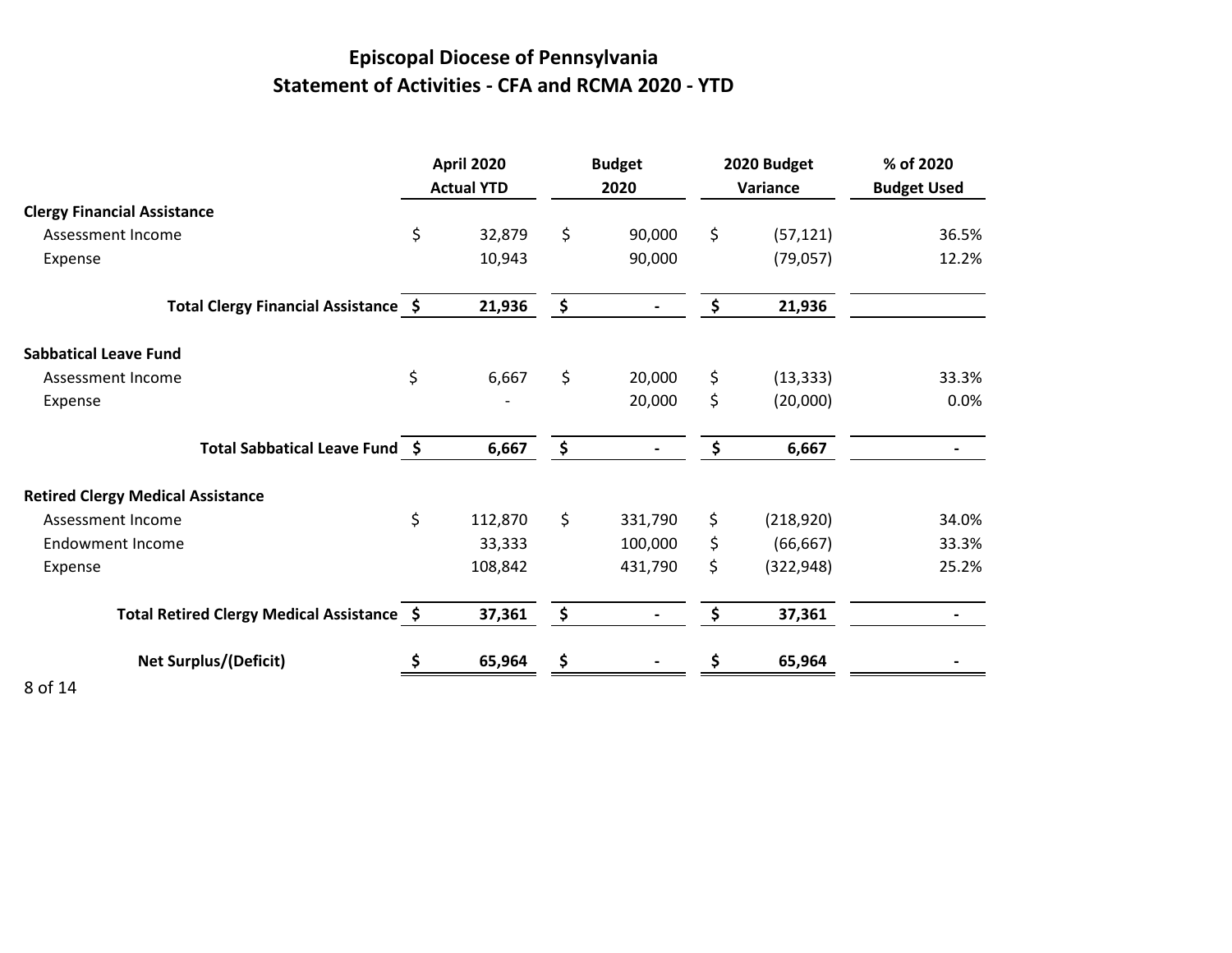# Episcopal Diocese of Pennsylvania
## Statement of Activities - CFA and RCMA 2020 - YTD

| | April 2020 Actual YTD | Budget 2020 | 2020 Budget Variance | % of 2020 Budget Used |
|---|---|---|---|---|
| **Clergy Financial Assistance** | | | | |
| Assessment Income | $ 32,879 | $ 90,000 | $ (57,121) | 36.5% |
| Expense | 10,943 | 90,000 | (79,057) | 12.2% |
| **Total Clergy Financial Assistance** | **$ 21,936** | **$ -** | **$ 21,936** | |
| **Sabbatical Leave Fund** | | | | |
| Assessment Income | $ 6,667 | $ 20,000 | $ (13,333) | 33.3% |
| Expense | - | 20,000 | $ (20,000) | 0.0% |
| **Total Sabbatical Leave Fund** | **$ 6,667** | **$ -** | **$ 6,667** | **-** |
| **Retired Clergy Medical Assistance** | | | | |
| Assessment Income | $ 112,870 | $ 331,790 | $ (218,920) | 34.0% |
| Endowment Income | 33,333 | 100,000 | $ (66,667) | 33.3% |
| Expense | 108,842 | 431,790 | $ (322,948) | 25.2% |
| **Total Retired Clergy Medical Assistance** | **$ 37,361** | **$ -** | **$ 37,361** | **-** |
| **Net Surplus/(Deficit)** | **$ 65,964** | **$ -** | **$ 65,964** | **-** |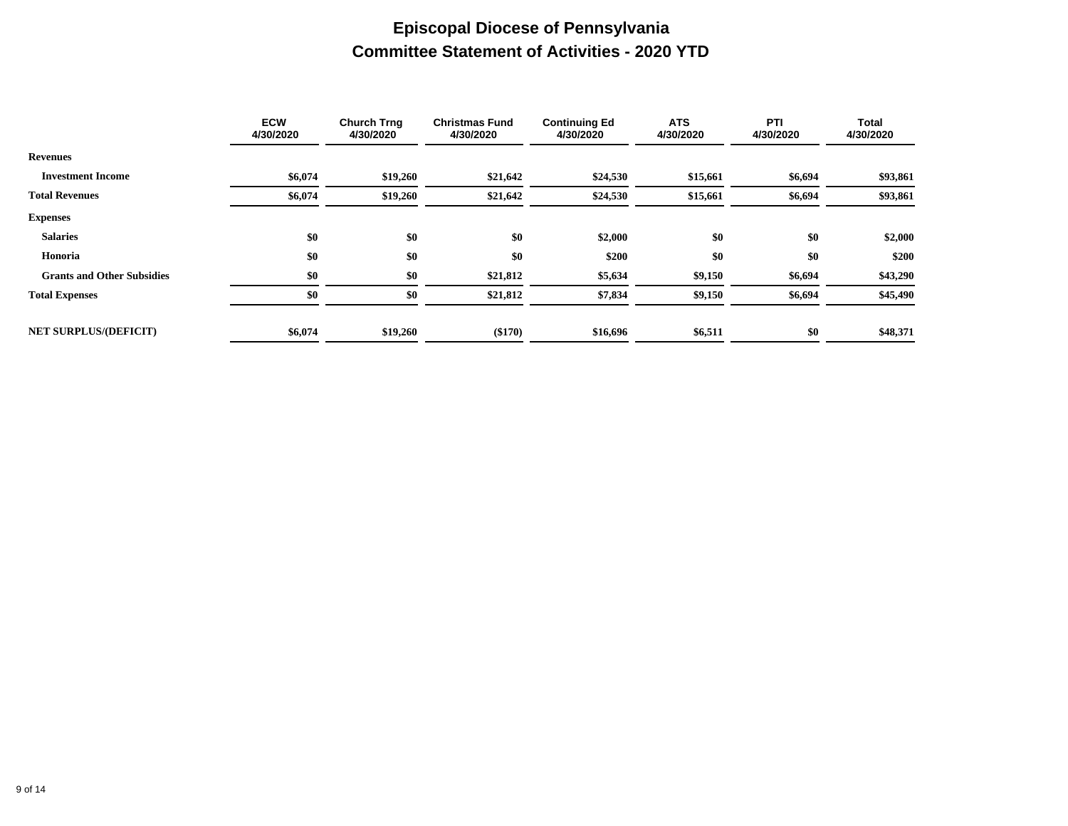# Episcopal Diocese of Pennsylvania

## Committee Statement of Activities - 2020 YTD

| | ECW 4/30/2020 | Church Trng 4/30/2020 | Christmas Fund 4/30/2020 | Continuing Ed 4/30/2020 | ATS 4/30/2020 | PTI 4/30/2020 | Total 4/30/2020 |
|---|---|---|---|---|---|---|---|
| **Revenues** | | | | | | | |
| **Investment Income** | $6,074 | $19,260 | $21,642 | $24,530 | $15,661 | $6,694 | $93,861 |
| **Total Revenues** | $6,074 | $19,260 | $21,642 | $24,530 | $15,661 | $6,694 | $93,861 |
| **Expenses** | | | | | | | |
| **Salaries** | $0 | $0 | $0 | $2,000 | $0 | $0 | $2,000 |
| **Honoria** | $0 | $0 | $0 | $200 | $0 | $0 | $200 |
| **Grants and Other Subsidies** | $0 | $0 | $21,812 | $5,634 | $9,150 | $6,694 | $43,290 |
| **Total Expenses** | $0 | $0 | $21,812 | $7,834 | $9,150 | $6,694 | $45,490 |
| **NET SURPLUS/(DEFICIT)** | $6,074 | $19,260 | ($170) | $16,696 | $6,511 | $0 | $48,371 |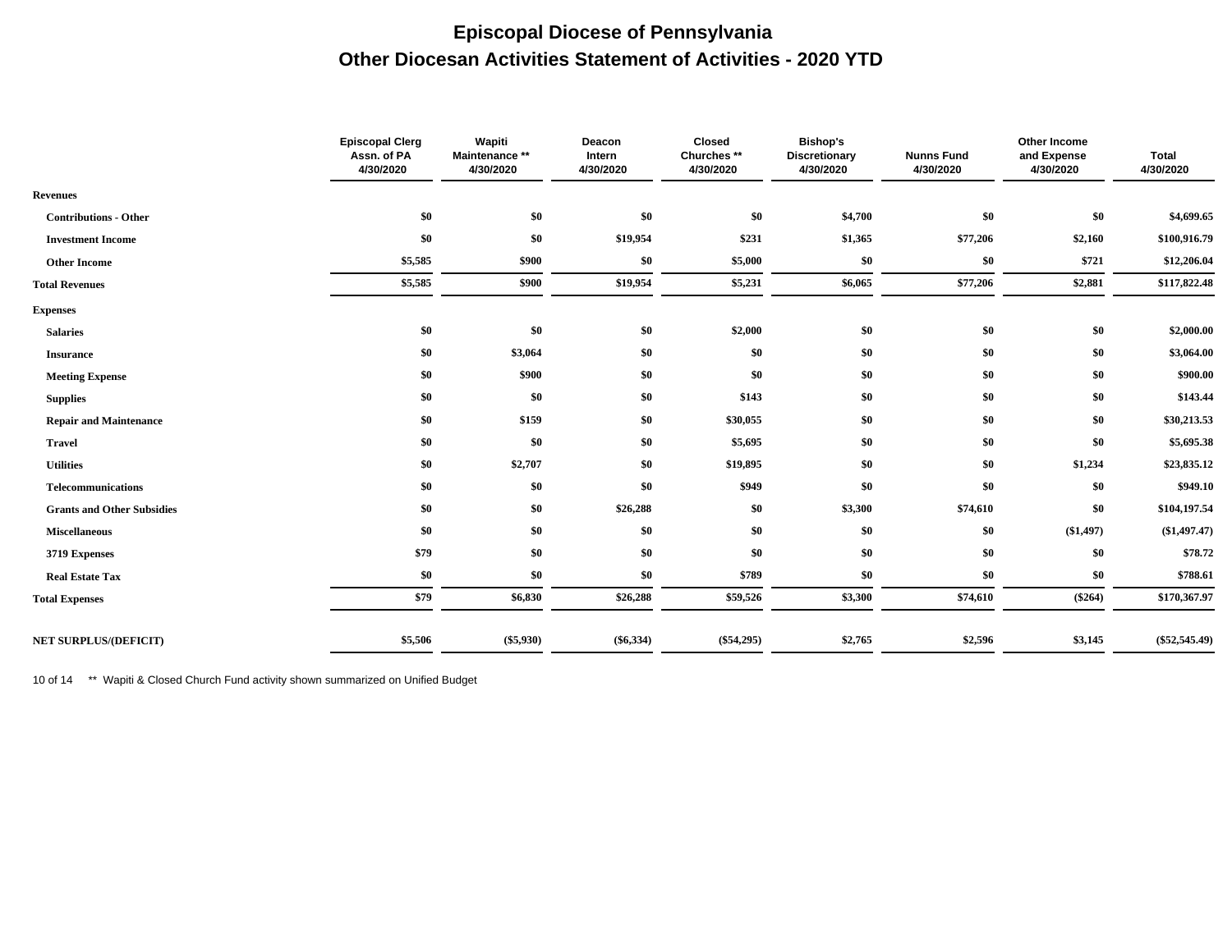# Episcopal Diocese of Pennsylvania

## Other Diocesan Activities Statement of Activities - 2020 YTD

| | Episcopal Clerg Assn. of PA 4/30/2020 | Wapiti Maintenance ** 4/30/2020 | Deacon Intern 4/30/2020 | Closed Churches ** 4/30/2020 | Bishop's Discretionary 4/30/2020 | Nunns Fund 4/30/2020 | Other Income and Expense 4/30/2020 | Total 4/30/2020 |
|---|---|---|---|---|---|---|---|---|
| **Revenues** | | | | | | | | |
| **Contributions - Other** | $0 | $0 | $0 | $0 | $4,700 | $0 | $0 | $4,699.65 |
| **Investment Income** | $0 | $0 | $19,954 | $231 | $1,365 | $77,206 | $2,160 | $100,916.79 |
| **Other Income** | $5,585 | $900 | $0 | $5,000 | $0 | $0 | $721 | $12,206.04 |
| **Total Revenues** | $5,585 | $900 | $19,954 | $5,231 | $6,065 | $77,206 | $2,881 | $117,822.48 |
| **Expenses** | | | | | | | | |
| **Salaries** | $0 | $0 | $0 | $2,000 | $0 | $0 | $0 | $2,000.00 |
| **Insurance** | $0 | $3,064 | $0 | $0 | $0 | $0 | $0 | $3,064.00 |
| **Meeting Expense** | $0 | $900 | $0 | $0 | $0 | $0 | $0 | $900.00 |
| **Supplies** | $0 | $0 | $0 | $143 | $0 | $0 | $0 | $143.44 |
| **Repair and Maintenance** | $0 | $159 | $0 | $30,055 | $0 | $0 | $0 | $30,213.53 |
| **Travel** | $0 | $0 | $0 | $5,695 | $0 | $0 | $0 | $5,695.38 |
| **Utilities** | $0 | $2,707 | $0 | $19,895 | $0 | $0 | $1,234 | $23,835.12 |
| **Telecommunications** | $0 | $0 | $0 | $949 | $0 | $0 | $0 | $949.10 |
| **Grants and Other Subsidies** | $0 | $0 | $26,288 | $0 | $3,300 | $74,610 | $0 | $104,197.54 |
| **Miscellaneous** | $0 | $0 | $0 | $0 | $0 | $0 | ($1,497) | ($1,497.47) |
| **3719 Expenses** | $79 | $0 | $0 | $0 | $0 | $0 | $0 | $78.72 |
| **Real Estate Tax** | $0 | $0 | $0 | $789 | $0 | $0 | $0 | $788.61 |
| **Total Expenses** | $79 | $6,830 | $26,288 | $59,526 | $3,300 | $74,610 | ($264) | $170,367.97 |
| **NET SURPLUS/(DEFICIT)** | $5,506 | ($5,930) | ($6,334) | ($54,295) | $2,765 | $2,596 | $3,145 | ($52,545.49) |

** Wapiti & Closed Church Fund activity shown summarized on Unified Budget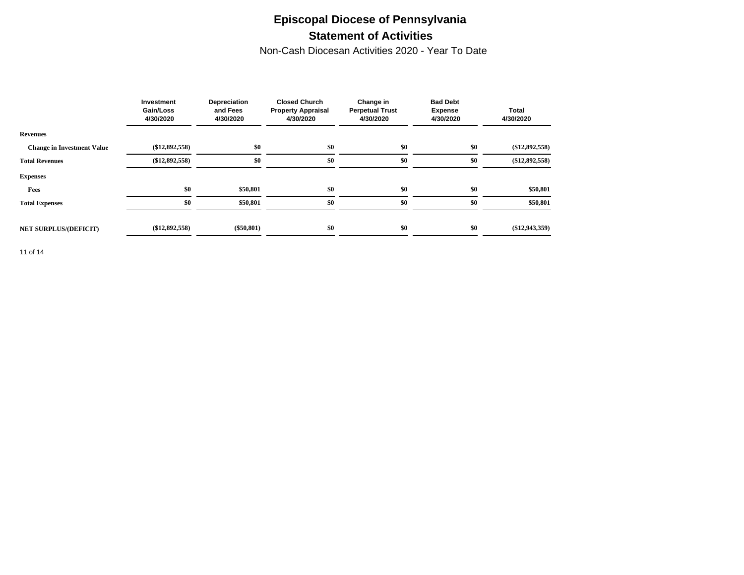# Episcopal Diocese of Pennsylvania

## Statement of Activities

Non-Cash Diocesan Activities 2020 - Year To Date

| | Investment Gain/Loss 4/30/2020 | Depreciation and Fees 4/30/2020 | Closed Church Property Appraisal 4/30/2020 | Change in Perpetual Trust 4/30/2020 | Bad Debt Expense 4/30/2020 | Total 4/30/2020 |
|---|---|---|---|---|---|---|
| **Revenues** | | | | | | |
| **Change in Investment Value** | **($12,892,558)** | **$0** | **$0** | **$0** | **$0** | **($12,892,558)** |
| **Total Revenues** | **($12,892,558)** | **$0** | **$0** | **$0** | **$0** | **($12,892,558)** |
| **Expenses** | | | | | | |
| **Fees** | **$0** | **$50,801** | **$0** | **$0** | **$0** | **$50,801** |
| **Total Expenses** | **$0** | **$50,801** | **$0** | **$0** | **$0** | **$50,801** |
| **NET SURPLUS/(DEFICIT)** | **($12,892,558)** | **($50,801)** | **$0** | **$0** | **$0** | **($12,943,359)** |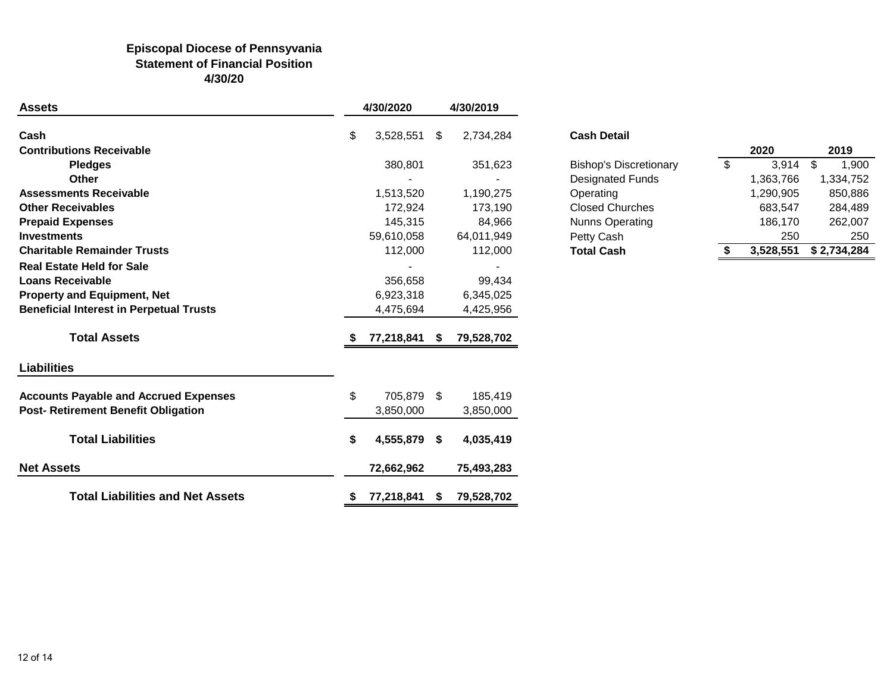# Episcopal Diocese of Pennsyvania
## Statement of Financial Position
### 4/30/20

| Assets | 4/30/2020 | 4/30/2019 |
|---|---|---|
| **Cash** | $ 3,528,551 | $ 2,734,284 |
| **Contributions Receivable** | | |
| **Pledges** | 380,801 | 351,623 |
| **Other** | - | - |
| **Assessments Receivable** | 1,513,520 | 1,190,275 |
| **Other Receivables** | 172,924 | 173,190 |
| **Prepaid Expenses** | 145,315 | 84,966 |
| **Investments** | 59,610,058 | 64,011,949 |
| **Charitable Remainder Trusts** | 112,000 | 112,000 |
| **Real Estate Held for Sale** | - | - |
| **Loans Receivable** | 356,658 | 99,434 |
| **Property and Equipment, Net** | 6,923,318 | 6,345,025 |
| **Beneficial Interest in Perpetual Trusts** | 4,475,694 | 4,425,956 |
| **Total Assets** | **$ 77,218,841** | **$ 79,528,702** |

| Liabilities | 4/30/2020 | 4/30/2019 |
|---|---|---|
| **Accounts Payable and Accrued Expenses** | $ 705,879 | $ 185,419 |
| **Post- Retirement Benefit Obligation** | 3,850,000 | 3,850,000 |
| **Total Liabilities** | **$ 4,555,879** | **$ 4,035,419** |
| **Net Assets** | **72,662,962** | **75,493,283** |
| **Total Liabilities and Net Assets** | **$ 77,218,841** | **$ 79,528,702** |

**Cash Detail**

| | 2020 | 2019 |
|---|---|---|
| Bishop's Discretionary | $ 3,914 | $ 1,900 |
| Designated Funds | 1,363,766 | 1,334,752 |
| Operating | 1,290,905 | 850,886 |
| Closed Churches | 683,547 | 284,489 |
| Nunns Operating | 186,170 | 262,007 |
| Petty Cash | 250 | 250 |
| **Total Cash** | **$ 3,528,551** | **$ 2,734,284** |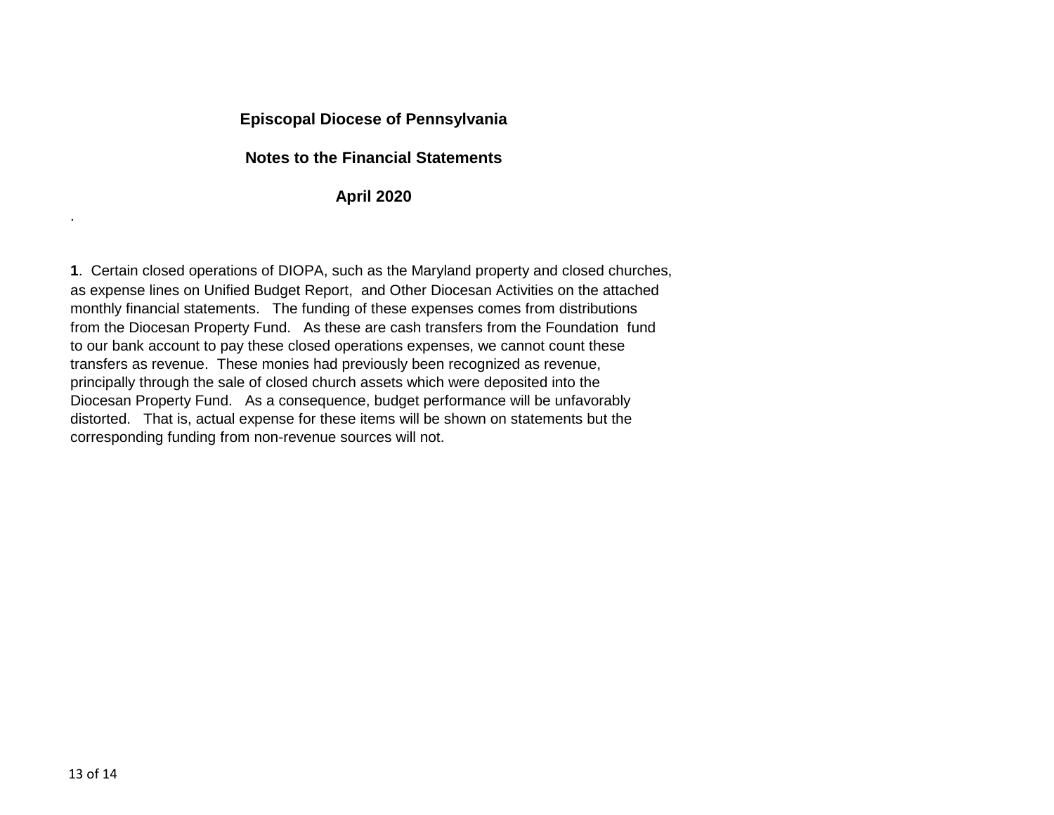**Episcopal Diocese of Pennsylvania**

**Notes to the Financial Statements**

**April 2020**

.

**1**. Certain closed operations of DIOPA, such as the Maryland property and closed churches, as expense lines on Unified Budget Report, and Other Diocesan Activities on the attached monthly financial statements. The funding of these expenses comes from distributions from the Diocesan Property Fund. As these are cash transfers from the Foundation fund to our bank account to pay these closed operations expenses, we cannot count these transfers as revenue. These monies had previously been recognized as revenue, principally through the sale of closed church assets which were deposited into the Diocesan Property Fund. As a consequence, budget performance will be unfavorably distorted. That is, actual expense for these items will be shown on statements but the corresponding funding from non-revenue sources will not.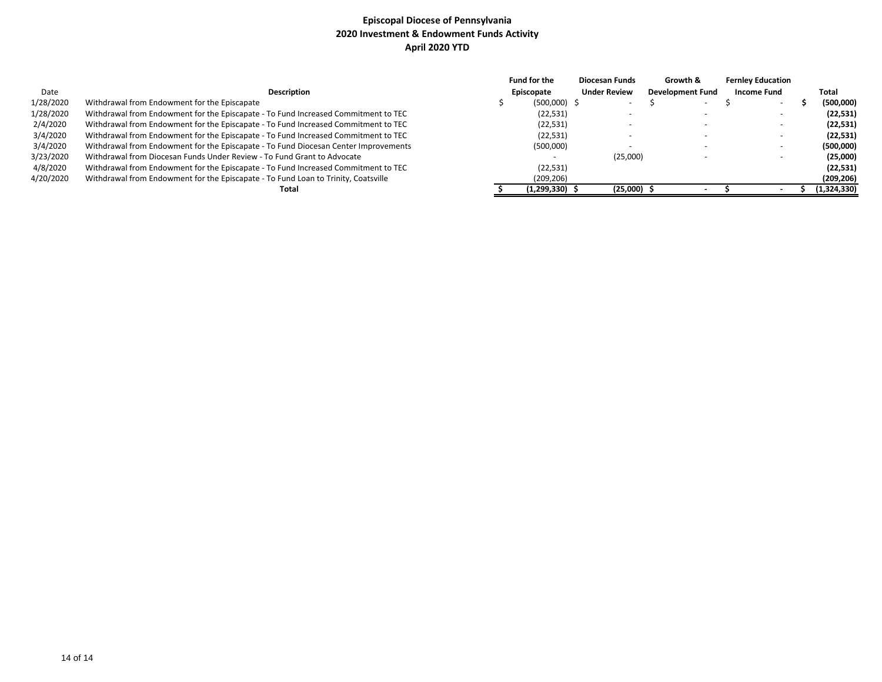**Episcopal Diocese of Pennsylvania**
**2020 Investment & Endowment Funds Activity**
**April 2020 YTD**

| Date | Description | Fund for the Episcopate | Diocesan Funds Under Review | Growth & Development Fund | Fernley Education Income Fund | Total |
|---|---|---|---|---|---|---|
| 1/28/2020 | Withdrawal from Endowment for the Episcapate | $ (500,000) | $ - | $ - | $ - | **$ (500,000)** |
| 1/28/2020 | Withdrawal from Endowment for the Episcapate - To Fund Increased Commitment to TEC | (22,531) | - | - | - | **(22,531)** |
| 2/4/2020 | Withdrawal from Endowment for the Episcapate - To Fund Increased Commitment to TEC | (22,531) | - | - | - | **(22,531)** |
| 3/4/2020 | Withdrawal from Endowment for the Episcapate - To Fund Increased Commitment to TEC | (22,531) | - | - | - | **(22,531)** |
| 3/4/2020 | Withdrawal from Endowment for the Episcapate - To Fund Diocesan Center Improvements | (500,000) | - | - | - | **(500,000)** |
| 3/23/2020 | Withdrawal from Diocesan Funds Under Review - To Fund Grant to Advocate | - | (25,000) | - | - | **(25,000)** |
| 4/8/2020 | Withdrawal from Endowment for the Episcapate - To Fund Increased Commitment to TEC | (22,531) | | | | **(22,531)** |
| 4/20/2020 | Withdrawal from Endowment for the Episcapate - To Fund Loan to Trinity, Coatsville | (209,206) | | | | **(209,206)** |
| | **Total** | **$ (1,299,330)** | **$ (25,000)** | **$ -** | **$ -** | **$ (1,324,330)** |